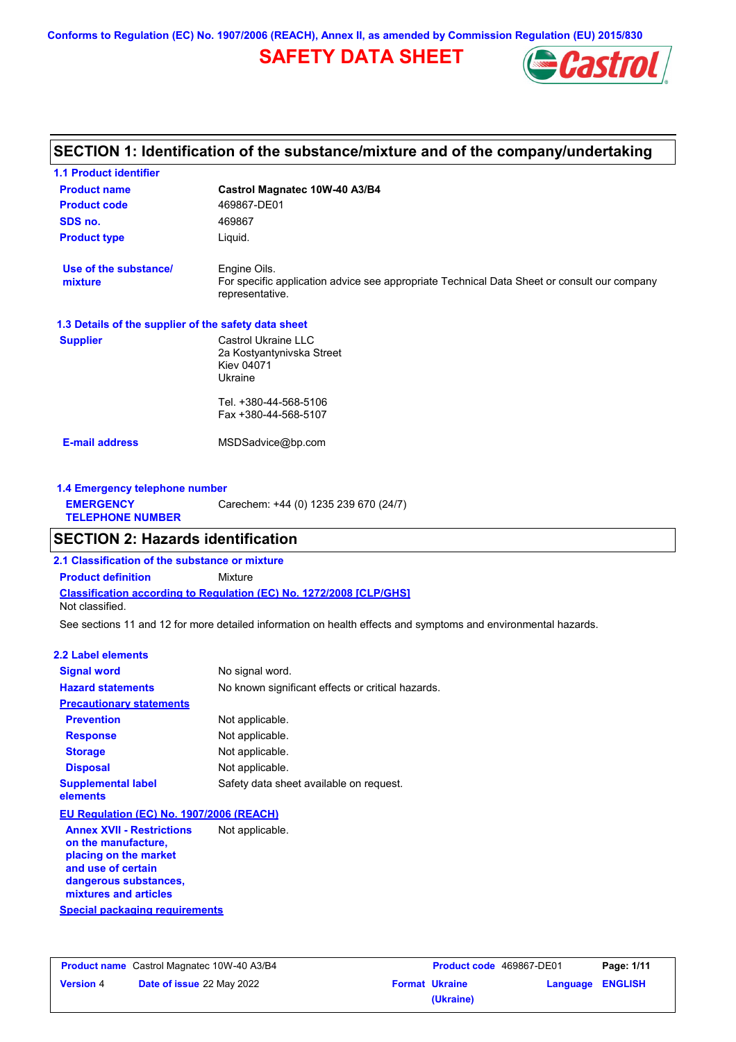Conforms to Regulation (EC) No. 1907/2006 (REACH), Annex II, as amended by Commission Regulation (EU) 2015/830

# SAFETY DATA SHEET

## SECTION 1: Identification of the substance/mixture and of the company/undertaking

### 1.1 Product identifier

| | |
|---|---|
| **Product name** | **Castrol Magnatec 10W-40 A3/B4** |
| **Product code** | 469867-DE01 |
| **SDS no.** | 469867 |
| **Product type** | Liquid. |
| **Use of the substance/ mixture** | Engine Oils. For specific application advice see appropriate Technical Data Sheet or consult our company representative. |

### 1.3 Details of the supplier of the safety data sheet

**Supplier**

Castrol Ukraine LLC
2a Kostyantynivska Street
Kiev 04071
Ukraine

Tel. +380-44-568-5106
Fax +380-44-568-5107

**E-mail address** MSDSadvice@bp.com

### 1.4 Emergency telephone number

**EMERGENCY TELEPHONE NUMBER** Carechem: +44 (0) 1235 239 670 (24/7)

## SECTION 2: Hazards identification

### 2.1 Classification of the substance or mixture

**Product definition** Mixture

**Classification according to Regulation (EC) No. 1272/2008 [CLP/GHS]**

Not classified.

See sections 11 and 12 for more detailed information on health effects and symptoms and environmental hazards.

### 2.2 Label elements

| | |
|---|---|
| **Signal word** | No signal word. |
| **Hazard statements** | No known significant effects or critical hazards. |

**Precautionary statements**

| | |
|---|---|
| **Prevention** | Not applicable. |
| **Response** | Not applicable. |
| **Storage** | Not applicable. |
| **Disposal** | Not applicable. |
| **Supplemental label elements** | Safety data sheet available on request. |

**EU Regulation (EC) No. 1907/2006 (REACH)**

| | |
|---|---|
| **Annex XVII - Restrictions on the manufacture, placing on the market and use of certain dangerous substances, mixtures and articles** | Not applicable. |

**Special packaging requirements**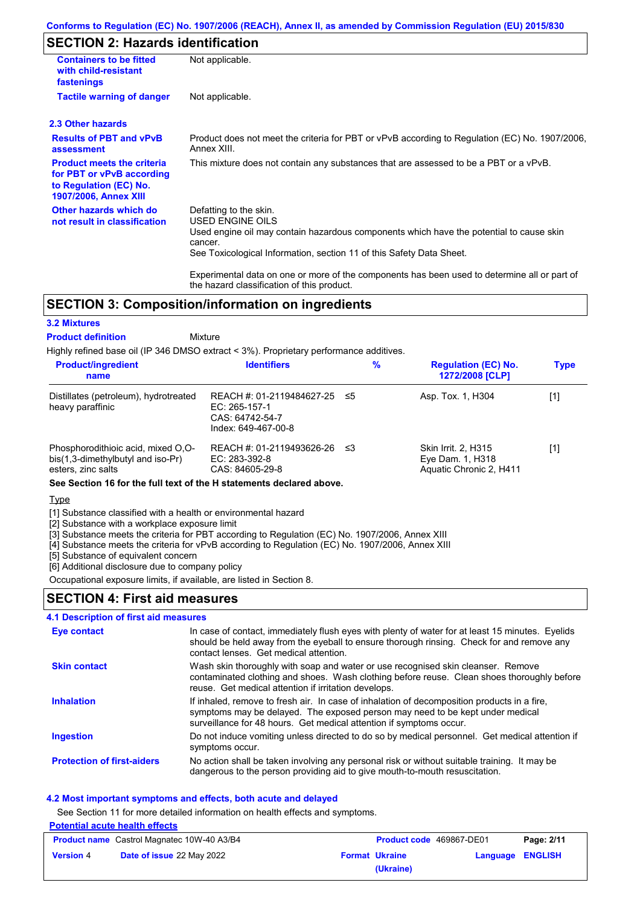## SECTION 2: Hazards identification

| | |
|---|---|
| **Containers to be fitted with child-resistant fastenings** | Not applicable. |
| **Tactile warning of danger** | Not applicable. |

### 2.3 Other hazards

| | |
|---|---|
| **Results of PBT and vPvB assessment** | Product does not meet the criteria for PBT or vPvB according to Regulation (EC) No. 1907/2006, Annex XIII. |
| **Product meets the criteria for PBT or vPvB according to Regulation (EC) No. 1907/2006, Annex XIII** | This mixture does not contain any substances that are assessed to be a PBT or a vPvB. |
| **Other hazards which do not result in classification** | Defatting to the skin.<br>USED ENGINE OILS<br>Used engine oil may contain hazardous components which have the potential to cause skin cancer.<br>See Toxicological Information, section 11 of this Safety Data Sheet.<br><br>Experimental data on one or more of the components has been used to determine all or part of the hazard classification of this product. |

## SECTION 3: Composition/information on ingredients

### 3.2 Mixtures

**Product definition** Mixture

Highly refined base oil (IP 346 DMSO extract < 3%). Proprietary performance additives.

| Product/ingredient name | Identifiers | % | Regulation (EC) No. 1272/2008 [CLP] | Type |
|---|---|---|---|---|
| Distillates (petroleum), hydrotreated heavy paraffinic | REACH #: 01-2119484627-25<br>EC: 265-157-1<br>CAS: 64742-54-7<br>Index: 649-467-00-8 | ≤5 | Asp. Tox. 1, H304 | [1] |
| Phosphorodithioic acid, mixed O,O-bis(1,3-dimethylbutyl and iso-Pr) esters, zinc salts | REACH #: 01-2119493626-26<br>EC: 283-392-8<br>CAS: 84605-29-8 | ≤3 | Skin Irrit. 2, H315<br>Eye Dam. 1, H318<br>Aquatic Chronic 2, H411 | [1] |

**See Section 16 for the full text of the H statements declared above.**

Type

[1] Substance classified with a health or environmental hazard
[2] Substance with a workplace exposure limit
[3] Substance meets the criteria for PBT according to Regulation (EC) No. 1907/2006, Annex XIII
[4] Substance meets the criteria for vPvB according to Regulation (EC) No. 1907/2006, Annex XIII
[5] Substance of equivalent concern
[6] Additional disclosure due to company policy

Occupational exposure limits, if available, are listed in Section 8.

## SECTION 4: First aid measures

### 4.1 Description of first aid measures

| | |
|---|---|
| **Eye contact** | In case of contact, immediately flush eyes with plenty of water for at least 15 minutes. Eyelids should be held away from the eyeball to ensure thorough rinsing. Check for and remove any contact lenses. Get medical attention. |
| **Skin contact** | Wash skin thoroughly with soap and water or use recognised skin cleanser. Remove contaminated clothing and shoes. Wash clothing before reuse. Clean shoes thoroughly before reuse. Get medical attention if irritation develops. |
| **Inhalation** | If inhaled, remove to fresh air. In case of inhalation of decomposition products in a fire, symptoms may be delayed. The exposed person may need to be kept under medical surveillance for 48 hours. Get medical attention if symptoms occur. |
| **Ingestion** | Do not induce vomiting unless directed to do so by medical personnel. Get medical attention if symptoms occur. |
| **Protection of first-aiders** | No action shall be taken involving any personal risk or without suitable training. It may be dangerous to the person providing aid to give mouth-to-mouth resuscitation. |

### 4.2 Most important symptoms and effects, both acute and delayed

See Section 11 for more detailed information on health effects and symptoms.

Potential acute health effects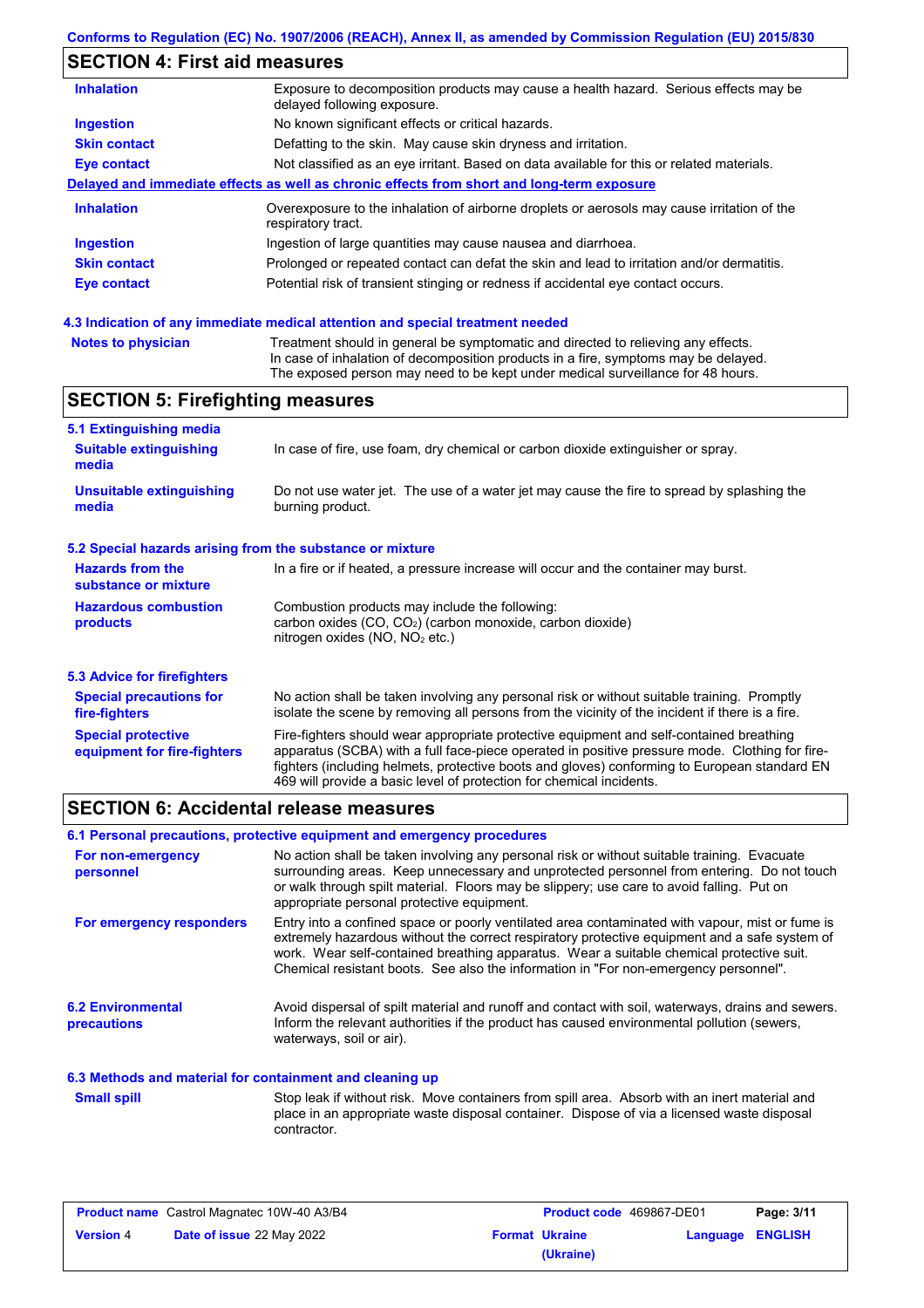## SECTION 4: First aid measures

| | |
|---|---|
| **Inhalation** | Exposure to decomposition products may cause a health hazard. Serious effects may be delayed following exposure. |
| **Ingestion** | No known significant effects or critical hazards. |
| **Skin contact** | Defatting to the skin. May cause skin dryness and irritation. |
| **Eye contact** | Not classified as an eye irritant. Based on data available for this or related materials. |

**Delayed and immediate effects as well as chronic effects from short and long-term exposure**

| | |
|---|---|
| **Inhalation** | Overexposure to the inhalation of airborne droplets or aerosols may cause irritation of the respiratory tract. |
| **Ingestion** | Ingestion of large quantities may cause nausea and diarrhoea. |
| **Skin contact** | Prolonged or repeated contact can defat the skin and lead to irritation and/or dermatitis. |
| **Eye contact** | Potential risk of transient stinging or redness if accidental eye contact occurs. |

### 4.3 Indication of any immediate medical attention and special treatment needed

| | |
|---|---|
| **Notes to physician** | Treatment should in general be symptomatic and directed to relieving any effects. In case of inhalation of decomposition products in a fire, symptoms may be delayed. The exposed person may need to be kept under medical surveillance for 48 hours. |

## SECTION 5: Firefighting measures

### 5.1 Extinguishing media

| | |
|---|---|
| **Suitable extinguishing media** | In case of fire, use foam, dry chemical or carbon dioxide extinguisher or spray. |
| **Unsuitable extinguishing media** | Do not use water jet. The use of a water jet may cause the fire to spread by splashing the burning product. |

### 5.2 Special hazards arising from the substance or mixture

| | |
|---|---|
| **Hazards from the substance or mixture** | In a fire or if heated, a pressure increase will occur and the container may burst. |
| **Hazardous combustion products** | Combustion products may include the following: carbon oxides (CO, $CO_2$) (carbon monoxide, carbon dioxide) nitrogen oxides (NO, $NO_2$ etc.) |

### 5.3 Advice for firefighters

| | |
|---|---|
| **Special precautions for fire-fighters** | No action shall be taken involving any personal risk or without suitable training. Promptly isolate the scene by removing all persons from the vicinity of the incident if there is a fire. |
| **Special protective equipment for fire-fighters** | Fire-fighters should wear appropriate protective equipment and self-contained breathing apparatus (SCBA) with a full face-piece operated in positive pressure mode. Clothing for fire-fighters (including helmets, protective boots and gloves) conforming to European standard EN 469 will provide a basic level of protection for chemical incidents. |

## SECTION 6: Accidental release measures

### 6.1 Personal precautions, protective equipment and emergency procedures

| | |
|---|---|
| **For non-emergency personnel** | No action shall be taken involving any personal risk or without suitable training. Evacuate surrounding areas. Keep unnecessary and unprotected personnel from entering. Do not touch or walk through spilt material. Floors may be slippery; use care to avoid falling. Put on appropriate personal protective equipment. |
| **For emergency responders** | Entry into a confined space or poorly ventilated area contaminated with vapour, mist or fume is extremely hazardous without the correct respiratory protective equipment and a safe system of work. Wear self-contained breathing apparatus. Wear a suitable chemical protective suit. Chemical resistant boots. See also the information in "For non-emergency personnel". |

| | |
|---|---|
| **6.2 Environmental precautions** | Avoid dispersal of spilt material and runoff and contact with soil, waterways, drains and sewers. Inform the relevant authorities if the product has caused environmental pollution (sewers, waterways, soil or air). |

### 6.3 Methods and material for containment and cleaning up

| | |
|---|---|
| **Small spill** | Stop leak if without risk. Move containers from spill area. Absorb with an inert material and place in an appropriate waste disposal container. Dispose of via a licensed waste disposal contractor. |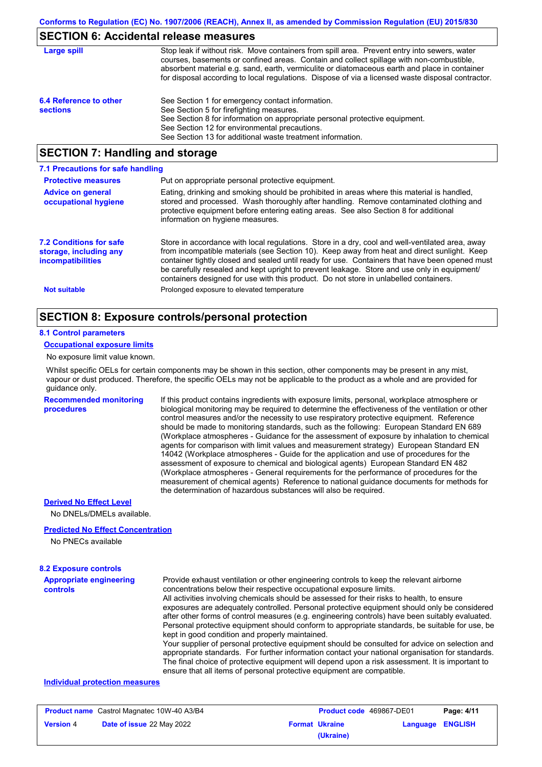## SECTION 6: Accidental release measures

**Large spill**

Stop leak if without risk. Move containers from spill area. Prevent entry into sewers, water courses, basements or confined areas. Contain and collect spillage with non-combustible, absorbent material e.g. sand, earth, vermiculite or diatomaceous earth and place in container for disposal according to local regulations. Dispose of via a licensed waste disposal contractor.

**6.4 Reference to other sections**

See Section 1 for emergency contact information.
See Section 5 for firefighting measures.
See Section 8 for information on appropriate personal protective equipment.
See Section 12 for environmental precautions.
See Section 13 for additional waste treatment information.

## SECTION 7: Handling and storage

### 7.1 Precautions for safe handling

**Protective measures**

Put on appropriate personal protective equipment.

**Advice on general occupational hygiene**

Eating, drinking and smoking should be prohibited in areas where this material is handled, stored and processed. Wash thoroughly after handling. Remove contaminated clothing and protective equipment before entering eating areas. See also Section 8 for additional information on hygiene measures.

**7.2 Conditions for safe storage, including any incompatibilities**

Store in accordance with local regulations. Store in a dry, cool and well-ventilated area, away from incompatible materials (see Section 10). Keep away from heat and direct sunlight. Keep container tightly closed and sealed until ready for use. Containers that have been opened must be carefully resealed and kept upright to prevent leakage. Store and use only in equipment/containers designed for use with this product. Do not store in unlabelled containers.

**Not suitable**

Prolonged exposure to elevated temperature

## SECTION 8: Exposure controls/personal protection

### 8.1 Control parameters

**Occupational exposure limits**

No exposure limit value known.

Whilst specific OELs for certain components may be shown in this section, other components may be present in any mist, vapour or dust produced. Therefore, the specific OELs may not be applicable to the product as a whole and are provided for guidance only.

**Recommended monitoring procedures**

If this product contains ingredients with exposure limits, personal, workplace atmosphere or biological monitoring may be required to determine the effectiveness of the ventilation or other control measures and/or the necessity to use respiratory protective equipment. Reference should be made to monitoring standards, such as the following: European Standard EN 689 (Workplace atmospheres - Guidance for the assessment of exposure by inhalation to chemical agents for comparison with limit values and measurement strategy) European Standard EN 14042 (Workplace atmospheres - Guide for the application and use of procedures for the assessment of exposure to chemical and biological agents) European Standard EN 482 (Workplace atmospheres - General requirements for the performance of procedures for the measurement of chemical agents) Reference to national guidance documents for methods for the determination of hazardous substances will also be required.

**Derived No Effect Level**

No DNELs/DMELs available.

**Predicted No Effect Concentration**

No PNECs available

### 8.2 Exposure controls

**Appropriate engineering controls**

Provide exhaust ventilation or other engineering controls to keep the relevant airborne concentrations below their respective occupational exposure limits.
All activities involving chemicals should be assessed for their risks to health, to ensure exposures are adequately controlled. Personal protective equipment should only be considered after other forms of control measures (e.g. engineering controls) have been suitably evaluated. Personal protective equipment should conform to appropriate standards, be suitable for use, be kept in good condition and properly maintained.
Your supplier of personal protective equipment should be consulted for advice on selection and appropriate standards. For further information contact your national organisation for standards. The final choice of protective equipment will depend upon a risk assessment. It is important to ensure that all items of personal protective equipment are compatible.

**Individual protection measures**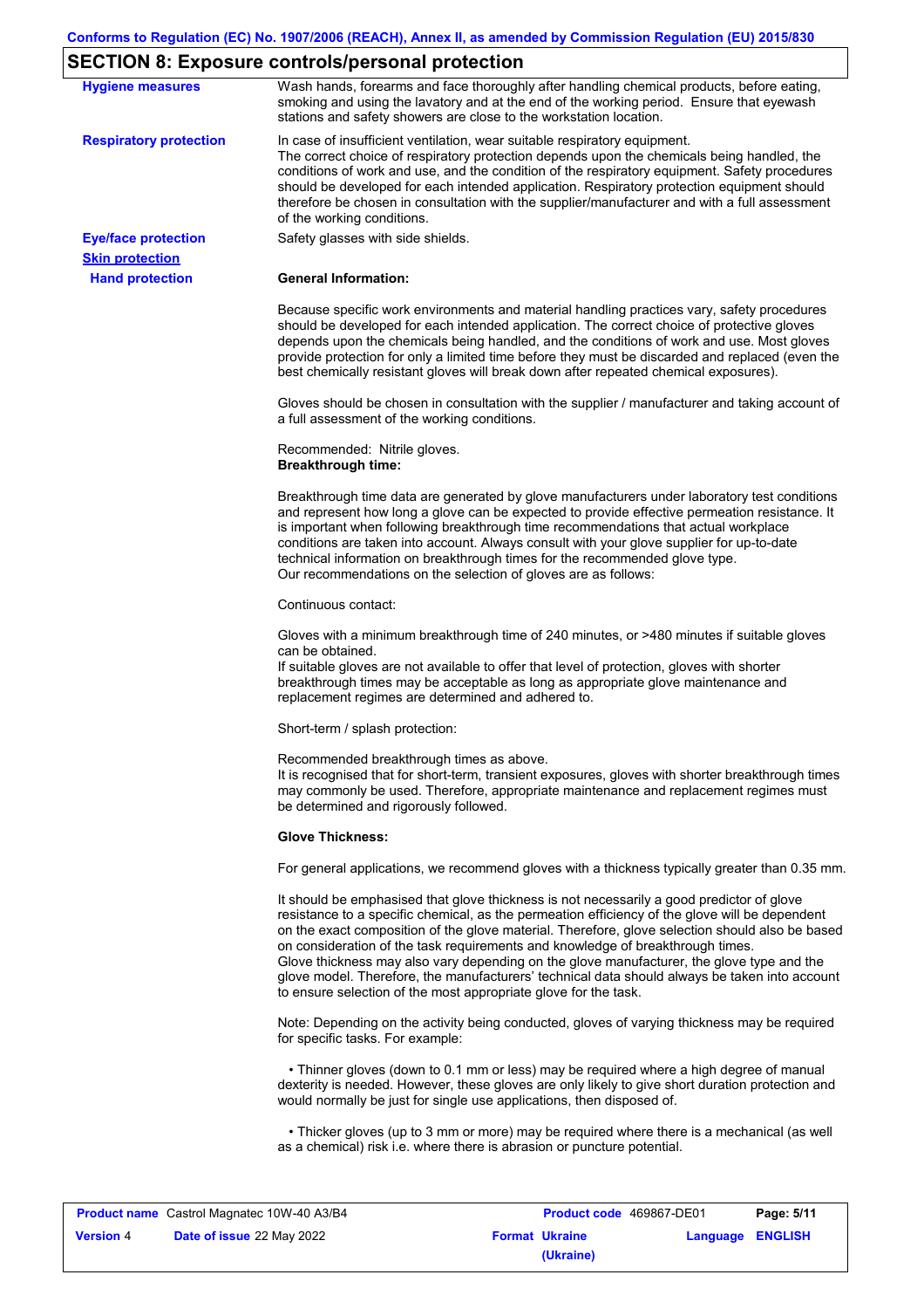## SECTION 8: Exposure controls/personal protection

**Hygiene measures**

Wash hands, forearms and face thoroughly after handling chemical products, before eating, smoking and using the lavatory and at the end of the working period. Ensure that eyewash stations and safety showers are close to the workstation location.

**Respiratory protection**

In case of insufficient ventilation, wear suitable respiratory equipment.
The correct choice of respiratory protection depends upon the chemicals being handled, the conditions of work and use, and the condition of the respiratory equipment. Safety procedures should be developed for each intended application. Respiratory protection equipment should therefore be chosen in consultation with the supplier/manufacturer and with a full assessment of the working conditions.

**Eye/face protection**

Safety glasses with side shields.

**Skin protection**

**Hand protection**

**General Information:**

Because specific work environments and material handling practices vary, safety procedures should be developed for each intended application. The correct choice of protective gloves depends upon the chemicals being handled, and the conditions of work and use. Most gloves provide protection for only a limited time before they must be discarded and replaced (even the best chemically resistant gloves will break down after repeated chemical exposures).

Gloves should be chosen in consultation with the supplier / manufacturer and taking account of a full assessment of the working conditions.

Recommended: Nitrile gloves.
**Breakthrough time:**

Breakthrough time data are generated by glove manufacturers under laboratory test conditions and represent how long a glove can be expected to provide effective permeation resistance. It is important when following breakthrough time recommendations that actual workplace conditions are taken into account. Always consult with your glove supplier for up-to-date technical information on breakthrough times for the recommended glove type.
Our recommendations on the selection of gloves are as follows:

Continuous contact:

Gloves with a minimum breakthrough time of 240 minutes, or >480 minutes if suitable gloves can be obtained.
If suitable gloves are not available to offer that level of protection, gloves with shorter breakthrough times may be acceptable as long as appropriate glove maintenance and replacement regimes are determined and adhered to.

Short-term / splash protection:

Recommended breakthrough times as above.
It is recognised that for short-term, transient exposures, gloves with shorter breakthrough times may commonly be used. Therefore, appropriate maintenance and replacement regimes must be determined and rigorously followed.

**Glove Thickness:**

For general applications, we recommend gloves with a thickness typically greater than 0.35 mm.

It should be emphasised that glove thickness is not necessarily a good predictor of glove resistance to a specific chemical, as the permeation efficiency of the glove will be dependent on the exact composition of the glove material. Therefore, glove selection should also be based on consideration of the task requirements and knowledge of breakthrough times.
Glove thickness may also vary depending on the glove manufacturer, the glove type and the glove model. Therefore, the manufacturers' technical data should always be taken into account to ensure selection of the most appropriate glove for the task.

Note: Depending on the activity being conducted, gloves of varying thickness may be required for specific tasks. For example:

- Thinner gloves (down to 0.1 mm or less) may be required where a high degree of manual dexterity is needed. However, these gloves are only likely to give short duration protection and would normally be just for single use applications, then disposed of.

- Thicker gloves (up to 3 mm or more) may be required where there is a mechanical (as well as a chemical) risk i.e. where there is abrasion or puncture potential.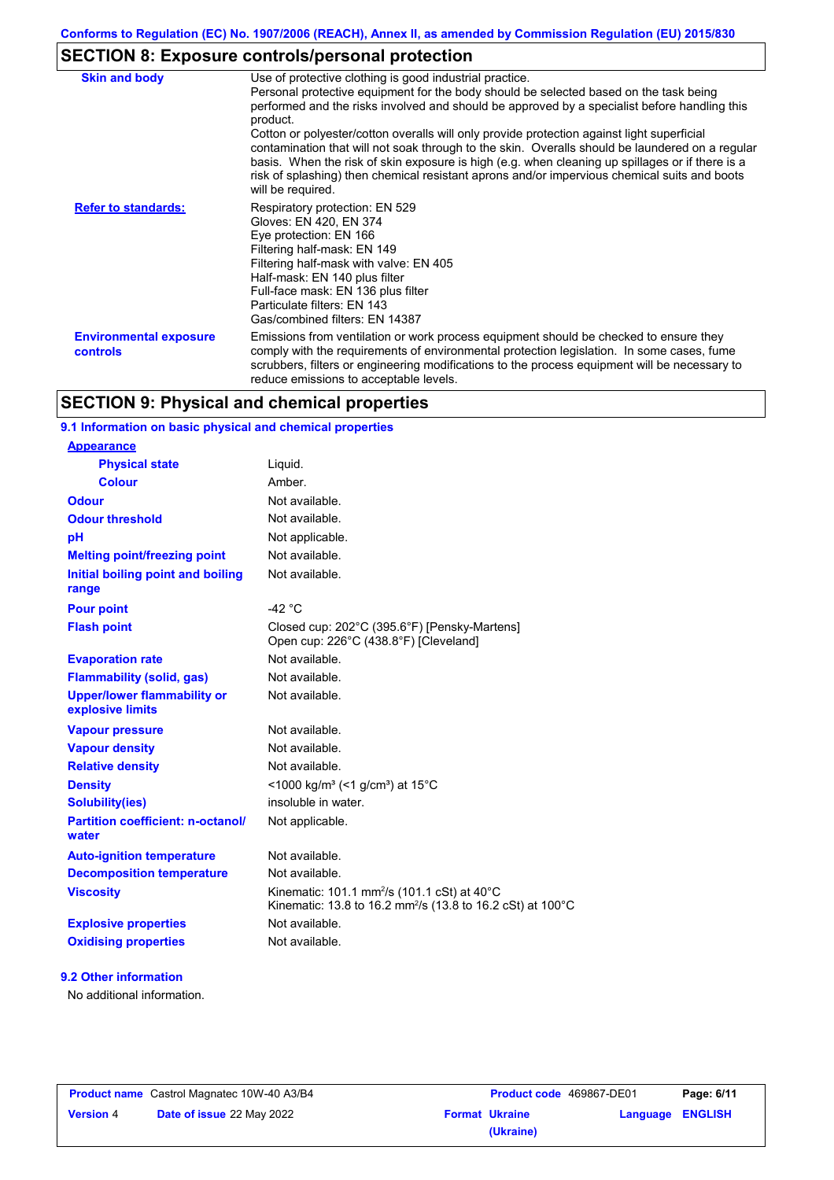## SECTION 8: Exposure controls/personal protection

| | |
|---|---|
| **Skin and body** | Use of protective clothing is good industrial practice. Personal protective equipment for the body should be selected based on the task being performed and the risks involved and should be approved by a specialist before handling this product. Cotton or polyester/cotton overalls will only provide protection against light superficial contamination that will not soak through to the skin. Overalls should be laundered on a regular basis. When the risk of skin exposure is high (e.g. when cleaning up spillages or if there is a risk of splashing) then chemical resistant aprons and/or impervious chemical suits and boots will be required. |
| **Refer to standards:** | Respiratory protection: EN 529<br>Gloves: EN 420, EN 374<br>Eye protection: EN 166<br>Filtering half-mask: EN 149<br>Filtering half-mask with valve: EN 405<br>Half-mask: EN 140 plus filter<br>Full-face mask: EN 136 plus filter<br>Particulate filters: EN 143<br>Gas/combined filters: EN 14387 |
| **Environmental exposure controls** | Emissions from ventilation or work process equipment should be checked to ensure they comply with the requirements of environmental protection legislation. In some cases, fume scrubbers, filters or engineering modifications to the process equipment will be necessary to reduce emissions to acceptable levels. |

## SECTION 9: Physical and chemical properties

### 9.1 Information on basic physical and chemical properties

| | |
|---|---|
| **Appearance** | |
| **Physical state** | Liquid. |
| **Colour** | Amber. |
| **Odour** | Not available. |
| **Odour threshold** | Not available. |
| **pH** | Not applicable. |
| **Melting point/freezing point** | Not available. |
| **Initial boiling point and boiling range** | Not available. |
| **Pour point** | -42 °C |
| **Flash point** | Closed cup: 202°C (395.6°F) [Pensky-Martens]<br>Open cup: 226°C (438.8°F) [Cleveland] |
| **Evaporation rate** | Not available. |
| **Flammability (solid, gas)** | Not available. |
| **Upper/lower flammability or explosive limits** | Not available. |
| **Vapour pressure** | Not available. |
| **Vapour density** | Not available. |
| **Relative density** | Not available. |
| **Density** | <1000 kg/m³ (<1 g/cm³) at 15°C |
| **Solubility(ies)** | insoluble in water. |
| **Partition coefficient: n-octanol/water** | Not applicable. |
| **Auto-ignition temperature** | Not available. |
| **Decomposition temperature** | Not available. |
| **Viscosity** | Kinematic: 101.1 mm²/s (101.1 cSt) at 40°C<br>Kinematic: 13.8 to 16.2 mm²/s (13.8 to 16.2 cSt) at 100°C |
| **Explosive properties** | Not available. |
| **Oxidising properties** | Not available. |

### 9.2 Other information

No additional information.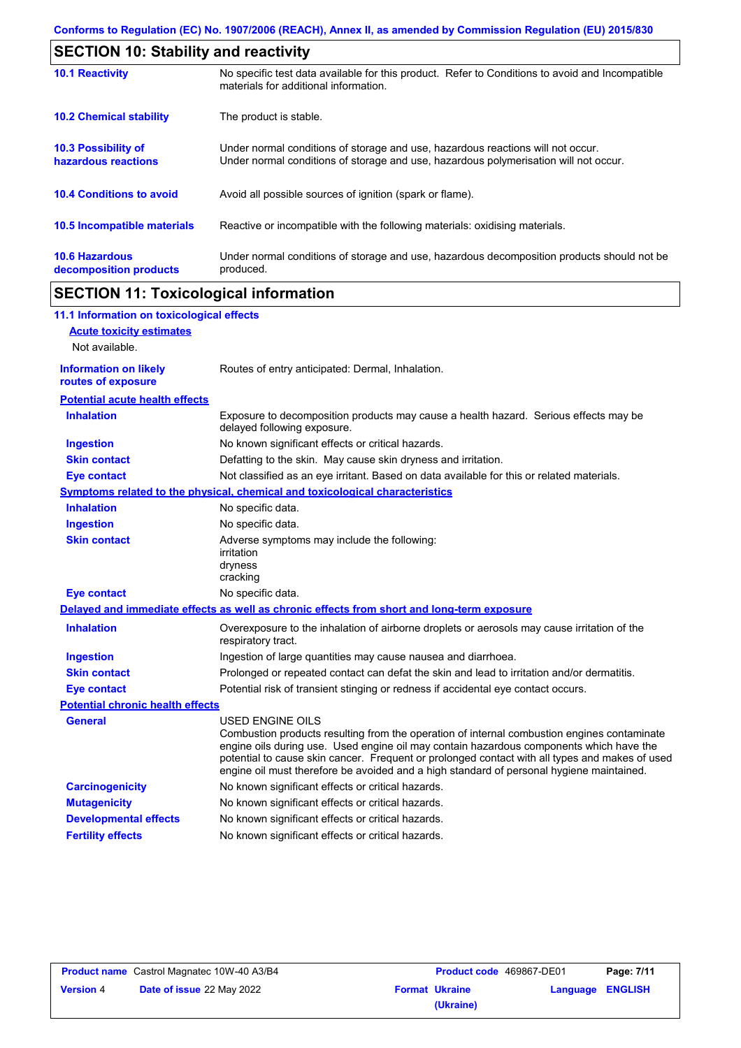## SECTION 10: Stability and reactivity

| | |
|---|---|
| **10.1 Reactivity** | No specific test data available for this product. Refer to Conditions to avoid and Incompatible materials for additional information. |
| **10.2 Chemical stability** | The product is stable. |
| **10.3 Possibility of hazardous reactions** | Under normal conditions of storage and use, hazardous reactions will not occur. Under normal conditions of storage and use, hazardous polymerisation will not occur. |
| **10.4 Conditions to avoid** | Avoid all possible sources of ignition (spark or flame). |
| **10.5 Incompatible materials** | Reactive or incompatible with the following materials: oxidising materials. |
| **10.6 Hazardous decomposition products** | Under normal conditions of storage and use, hazardous decomposition products should not be produced. |

## SECTION 11: Toxicological information

### 11.1 Information on toxicological effects

**Acute toxicity estimates**

Not available.

| | |
|---|---|
| **Information on likely routes of exposure** | Routes of entry anticipated: Dermal, Inhalation. |

**Potential acute health effects**

| | |
|---|---|
| **Inhalation** | Exposure to decomposition products may cause a health hazard. Serious effects may be delayed following exposure. |
| **Ingestion** | No known significant effects or critical hazards. |
| **Skin contact** | Defatting to the skin. May cause skin dryness and irritation. |
| **Eye contact** | Not classified as an eye irritant. Based on data available for this or related materials. |

**Symptoms related to the physical, chemical and toxicological characteristics**

| | |
|---|---|
| **Inhalation** | No specific data. |
| **Ingestion** | No specific data. |
| **Skin contact** | Adverse symptoms may include the following:<br>irritation<br>dryness<br>cracking |
| **Eye contact** | No specific data. |

**Delayed and immediate effects as well as chronic effects from short and long-term exposure**

| | |
|---|---|
| **Inhalation** | Overexposure to the inhalation of airborne droplets or aerosols may cause irritation of the respiratory tract. |
| **Ingestion** | Ingestion of large quantities may cause nausea and diarrhoea. |
| **Skin contact** | Prolonged or repeated contact can defat the skin and lead to irritation and/or dermatitis. |
| **Eye contact** | Potential risk of transient stinging or redness if accidental eye contact occurs. |

**Potential chronic health effects**

| | |
|---|---|
| **General** | USED ENGINE OILS<br>Combustion products resulting from the operation of internal combustion engines contaminate engine oils during use. Used engine oil may contain hazardous components which have the potential to cause skin cancer. Frequent or prolonged contact with all types and makes of used engine oil must therefore be avoided and a high standard of personal hygiene maintained. |
| **Carcinogenicity** | No known significant effects or critical hazards. |
| **Mutagenicity** | No known significant effects or critical hazards. |
| **Developmental effects** | No known significant effects or critical hazards. |
| **Fertility effects** | No known significant effects or critical hazards. |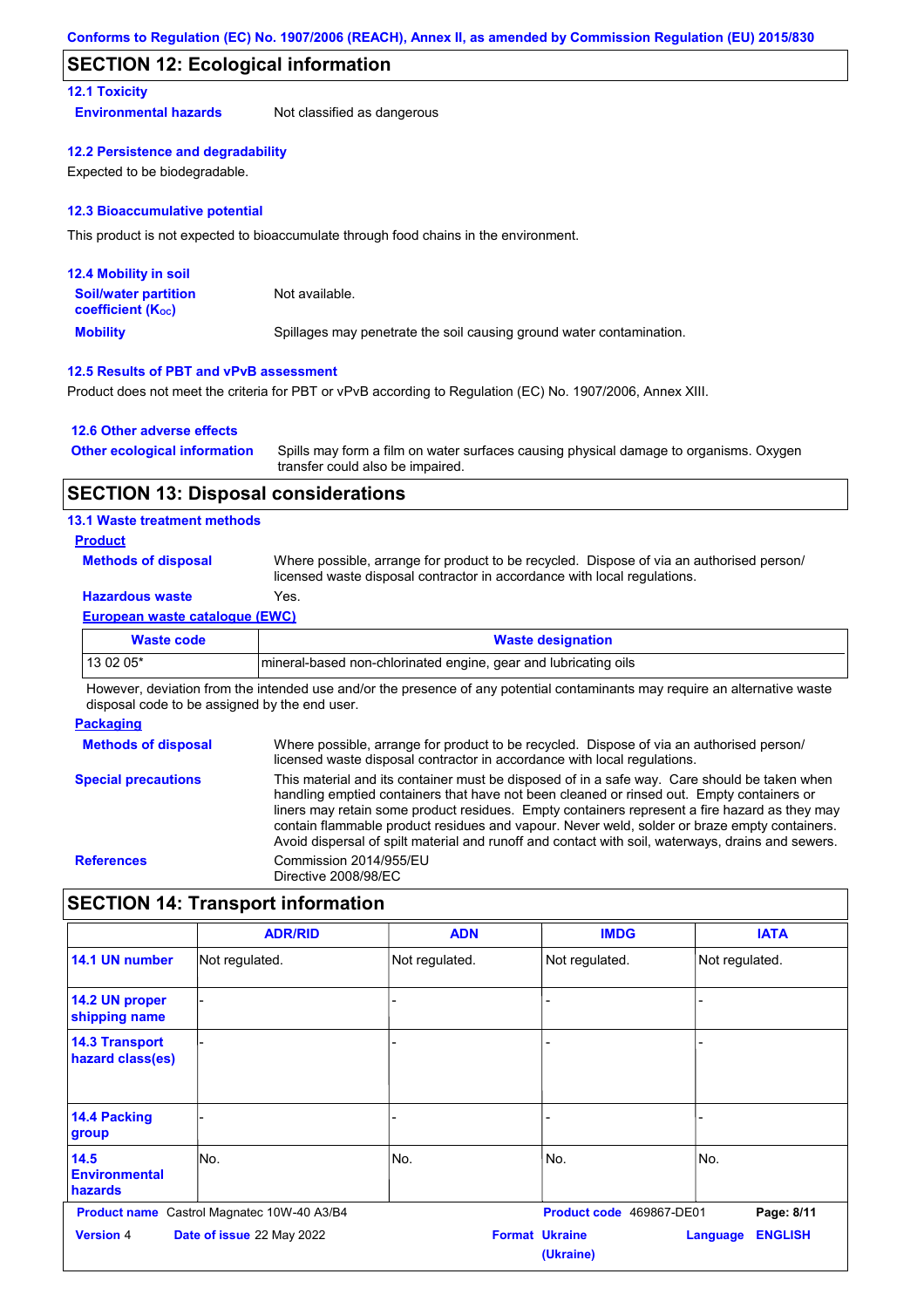## SECTION 12: Ecological information

### 12.1 Toxicity

**Environmental hazards** Not classified as dangerous

### 12.2 Persistence and degradability

Expected to be biodegradable.

### 12.3 Bioaccumulative potential

This product is not expected to bioaccumulate through food chains in the environment.

### 12.4 Mobility in soil

**Soil/water partition coefficient ($K_{OC}$)** Not available.

**Mobility** Spillages may penetrate the soil causing ground water contamination.

### 12.5 Results of PBT and vPvB assessment

Product does not meet the criteria for PBT or vPvB according to Regulation (EC) No. 1907/2006, Annex XIII.

### 12.6 Other adverse effects

**Other ecological information** Spills may form a film on water surfaces causing physical damage to organisms. Oxygen transfer could also be impaired.

## SECTION 13: Disposal considerations

### 13.1 Waste treatment methods

**Product**

**Methods of disposal** Where possible, arrange for product to be recycled. Dispose of via an authorised person/ licensed waste disposal contractor in accordance with local regulations.

**Hazardous waste** Yes.

**European waste catalogue (EWC)**

| Waste code | Waste designation |
|---|---|
| 13 02 05* | mineral-based non-chlorinated engine, gear and lubricating oils |

However, deviation from the intended use and/or the presence of any potential contaminants may require an alternative waste disposal code to be assigned by the end user.

**Packaging**

**Methods of disposal** Where possible, arrange for product to be recycled. Dispose of via an authorised person/ licensed waste disposal contractor in accordance with local regulations.

**Special precautions** This material and its container must be disposed of in a safe way. Care should be taken when handling emptied containers that have not been cleaned or rinsed out. Empty containers or liners may retain some product residues. Empty containers represent a fire hazard as they may contain flammable product residues and vapour. Never weld, solder or braze empty containers. Avoid dispersal of spilt material and runoff and contact with soil, waterways, drains and sewers.

**References** Commission 2014/955/EU
Directive 2008/98/EC

## SECTION 14: Transport information

| | ADR/RID | ADN | IMDG | IATA |
|---|---|---|---|---|
| 14.1 UN number | Not regulated. | Not regulated. | Not regulated. | Not regulated. |
| 14.2 UN proper shipping name | - | - | - | - |
| 14.3 Transport hazard class(es) | - | - | - | - |
| 14.4 Packing group | - | - | - | - |
| 14.5 Environmental hazards | No. | No. | No. | No. |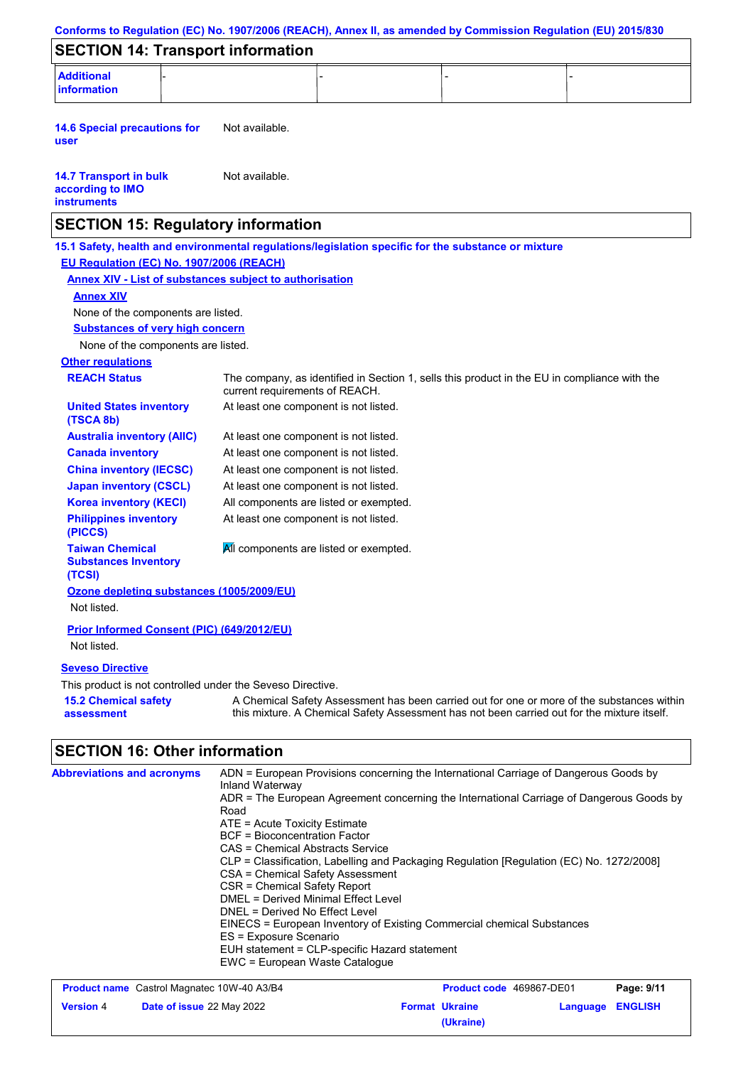## SECTION 14: Transport information

| Additional information | - | - | - | - |
|---|---|---|---|---|

**14.6 Special precautions for user** Not available.

**14.7 Transport in bulk according to IMO instruments** Not available.

## SECTION 15: Regulatory information

**15.1 Safety, health and environmental regulations/legislation specific for the substance or mixture**

**EU Regulation (EC) No. 1907/2006 (REACH)**

**Annex XIV - List of substances subject to authorisation**

**Annex XIV**

None of the components are listed.

**Substances of very high concern**

None of the components are listed.

**Other regulations**

| | |
|---|---|
| **REACH Status** | The company, as identified in Section 1, sells this product in the EU in compliance with the current requirements of REACH. |
| **United States inventory (TSCA 8b)** | At least one component is not listed. |
| **Australia inventory (AIIC)** | At least one component is not listed. |
| **Canada inventory** | At least one component is not listed. |
| **China inventory (IECSC)** | At least one component is not listed. |
| **Japan inventory (CSCL)** | At least one component is not listed. |
| **Korea inventory (KECI)** | All components are listed or exempted. |
| **Philippines inventory (PICCS)** | At least one component is not listed. |
| **Taiwan Chemical Substances Inventory (TCSI)** | All components are listed or exempted. |

**Ozone depleting substances (1005/2009/EU)**

Not listed.

**Prior Informed Consent (PIC) (649/2012/EU)**

Not listed.

**Seveso Directive**

This product is not controlled under the Seveso Directive.

**15.2 Chemical safety assessment** A Chemical Safety Assessment has been carried out for one or more of the substances within this mixture. A Chemical Safety Assessment has not been carried out for the mixture itself.

## SECTION 16: Other information

**Abbreviations and acronyms**

ADN = European Provisions concerning the International Carriage of Dangerous Goods by Inland Waterway
ADR = The European Agreement concerning the International Carriage of Dangerous Goods by Road
ATE = Acute Toxicity Estimate
BCF = Bioconcentration Factor
CAS = Chemical Abstracts Service
CLP = Classification, Labelling and Packaging Regulation [Regulation (EC) No. 1272/2008]
CSA = Chemical Safety Assessment
CSR = Chemical Safety Report
DMEL = Derived Minimal Effect Level
DNEL = Derived No Effect Level
EINECS = European Inventory of Existing Commercial chemical Substances
ES = Exposure Scenario
EUH statement = CLP-specific Hazard statement
EWC = European Waste Catalogue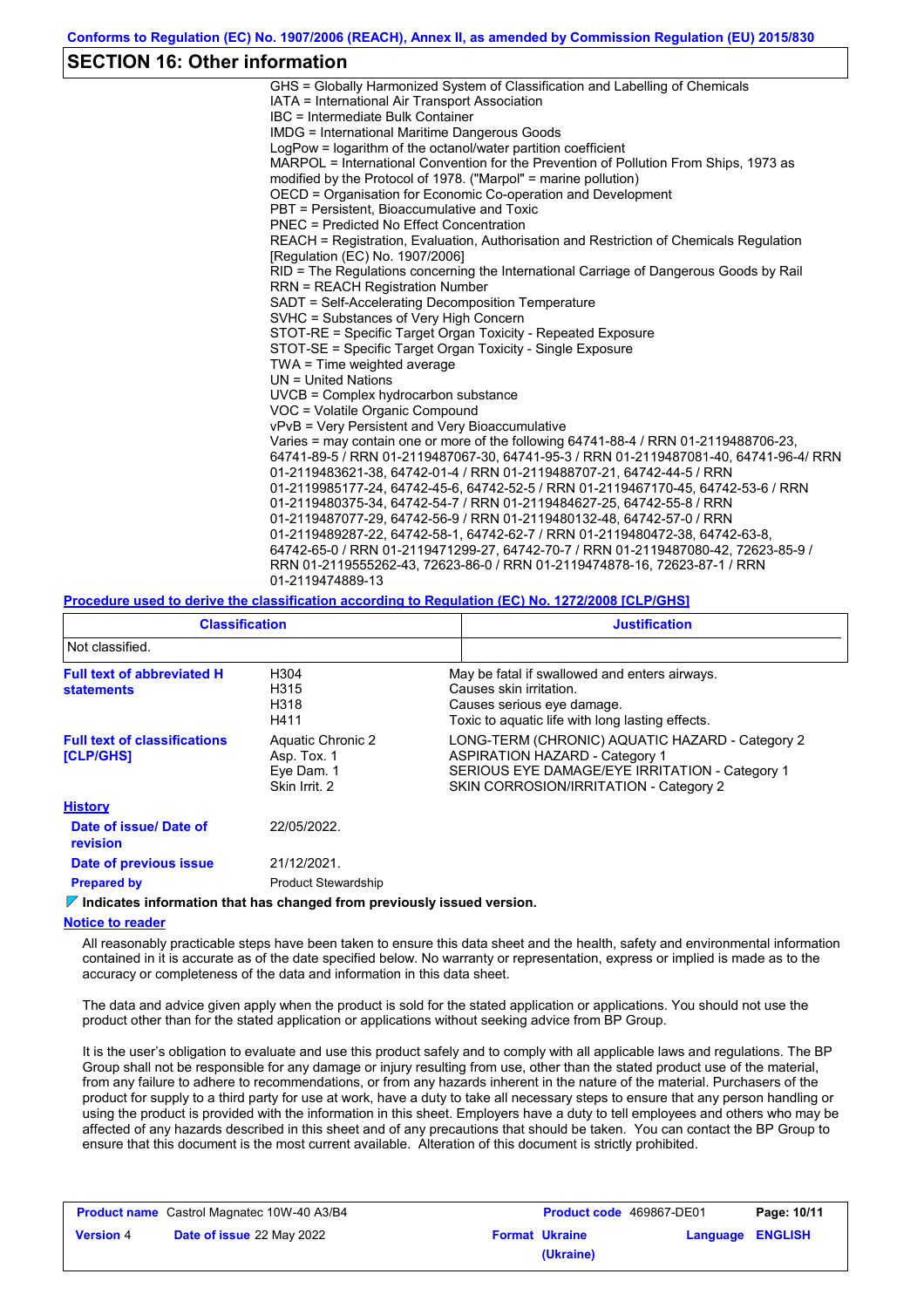## SECTION 16: Other information

GHS = Globally Harmonized System of Classification and Labelling of Chemicals
IATA = International Air Transport Association
IBC = Intermediate Bulk Container
IMDG = International Maritime Dangerous Goods
LogPow = logarithm of the octanol/water partition coefficient
MARPOL = International Convention for the Prevention of Pollution From Ships, 1973 as modified by the Protocol of 1978. ("Marpol" = marine pollution)
OECD = Organisation for Economic Co-operation and Development
PBT = Persistent, Bioaccumulative and Toxic
PNEC = Predicted No Effect Concentration
REACH = Registration, Evaluation, Authorisation and Restriction of Chemicals Regulation [Regulation (EC) No. 1907/2006]
RID = The Regulations concerning the International Carriage of Dangerous Goods by Rail
RRN = REACH Registration Number
SADT = Self-Accelerating Decomposition Temperature
SVHC = Substances of Very High Concern
STOT-RE = Specific Target Organ Toxicity - Repeated Exposure
STOT-SE = Specific Target Organ Toxicity - Single Exposure
TWA = Time weighted average
UN = United Nations
UVCB = Complex hydrocarbon substance
VOC = Volatile Organic Compound
vPvB = Very Persistent and Very Bioaccumulative
Varies = may contain one or more of the following 64741-88-4 / RRN 01-2119488706-23, 64741-89-5 / RRN 01-2119487067-30, 64741-95-3 / RRN 01-2119487081-40, 64741-96-4/ RRN 01-2119483621-38, 64742-01-4 / RRN 01-2119488707-21, 64742-44-5 / RRN 01-2119985177-24, 64742-45-6, 64742-52-5 / RRN 01-2119467170-45, 64742-53-6 / RRN 01-2119480375-34, 64742-54-7 / RRN 01-2119484627-25, 64742-55-8 / RRN 01-2119487077-29, 64742-56-9 / RRN 01-2119480132-48, 64742-57-0 / RRN 01-2119489287-22, 64742-58-1, 64742-62-7 / RRN 01-2119480472-38, 64742-63-8, 64742-65-0 / RRN 01-2119471299-27, 64742-70-7 / RRN 01-2119487080-42, 72623-85-9 / RRN 01-2119555262-43, 72623-86-0 / RRN 01-2119474878-16, 72623-87-1 / RRN 01-2119474889-13

**Procedure used to derive the classification according to Regulation (EC) No. 1272/2008 [CLP/GHS]**

| Classification | Justification |
|---|---|
| Not classified. | |

**Full text of abbreviated H statements**

| | |
|---|---|
| H304 | May be fatal if swallowed and enters airways. |
| H315 | Causes skin irritation. |
| H318 | Causes serious eye damage. |
| H411 | Toxic to aquatic life with long lasting effects. |

**Full text of classifications [CLP/GHS]**

| | |
|---|---|
| Aquatic Chronic 2 | LONG-TERM (CHRONIC) AQUATIC HAZARD - Category 2 |
| Asp. Tox. 1 | ASPIRATION HAZARD - Category 1 |
| Eye Dam. 1 | SERIOUS EYE DAMAGE/EYE IRRITATION - Category 1 |
| Skin Irrit. 2 | SKIN CORROSION/IRRITATION - Category 2 |

**History**

**Date of issue/ Date of revision**: 22/05/2022.

**Date of previous issue**: 21/12/2021.

**Prepared by**: Product Stewardship

**Indicates information that has changed from previously issued version.**

**Notice to reader**

All reasonably practicable steps have been taken to ensure this data sheet and the health, safety and environmental information contained in it is accurate as of the date specified below. No warranty or representation, express or implied is made as to the accuracy or completeness of the data and information in this data sheet.

The data and advice given apply when the product is sold for the stated application or applications. You should not use the product other than for the stated application or applications without seeking advice from BP Group.

It is the user's obligation to evaluate and use this product safely and to comply with all applicable laws and regulations. The BP Group shall not be responsible for any damage or injury resulting from use, other than the stated product use of the material, from any failure to adhere to recommendations, or from any hazards inherent in the nature of the material. Purchasers of the product for supply to a third party for use at work, have a duty to take all necessary steps to ensure that any person handling or using the product is provided with the information in this sheet. Employers have a duty to tell employees and others who may be affected of any hazards described in this sheet and of any precautions that should be taken. You can contact the BP Group to ensure that this document is the most current available. Alteration of this document is strictly prohibited.